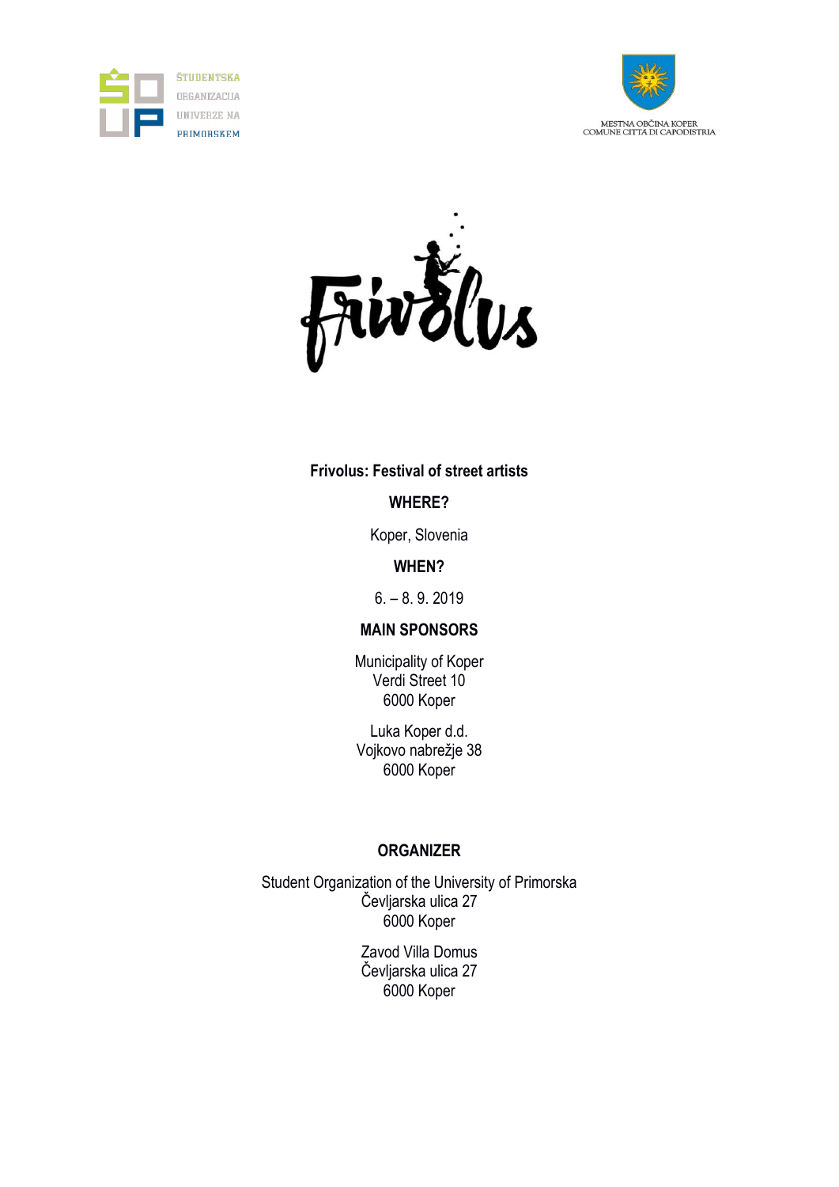ŠTUDENTSKA ORGANIZACIJA UNIVERZE NA PRIMORSKEM

MESTNA OBČINA KOPER
COMUNE CITTÀ DI CAPODISTRIA

Frivolus

**Frivolus: Festival of street artists**

**WHERE?**

Koper, Slovenia

**WHEN?**

6. – 8. 9. 2019

**MAIN SPONSORS**

Municipality of Koper
Verdi Street 10
6000 Koper

Luka Koper d.d.
Vojkovo nabrežje 38
6000 Koper

**ORGANIZER**

Student Organization of the University of Primorska
Čevljarska ulica 27
6000 Koper

Zavod Villa Domus
Čevljarska ulica 27
6000 Koper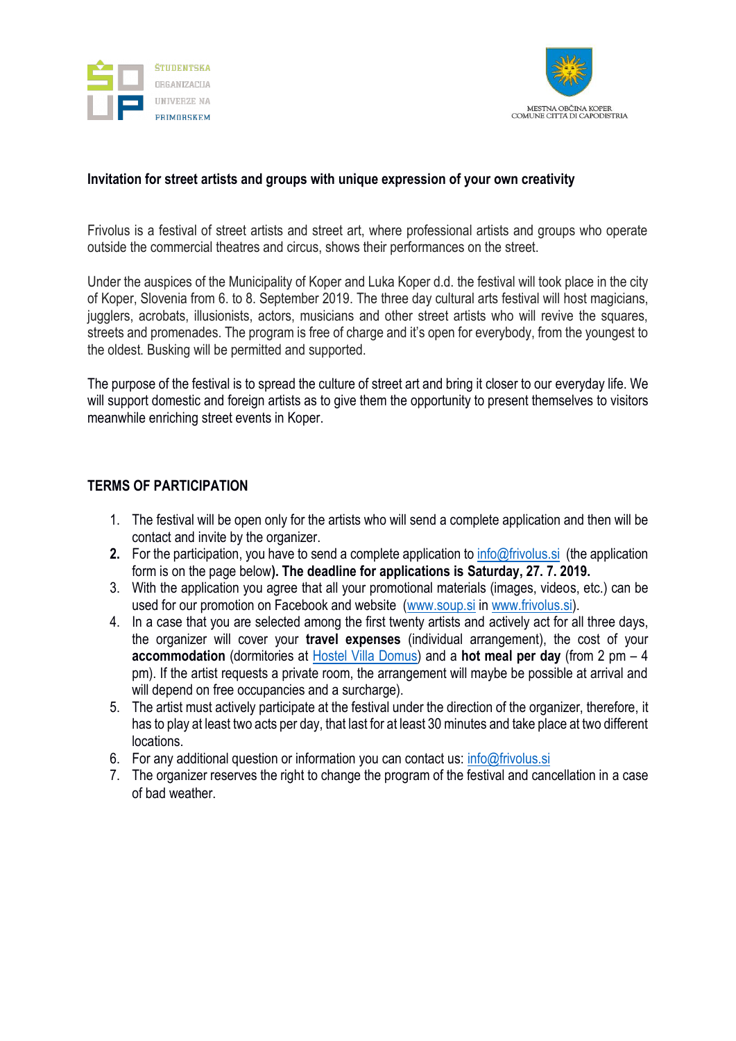**Invitation for street artists and groups with unique expression of your own creativity**

Frivolus is a festival of street artists and street art, where professional artists and groups who operate outside the commercial theatres and circus, shows their performances on the street.

Under the auspices of the Municipality of Koper and Luka Koper d.d. the festival will took place in the city of Koper, Slovenia from 6. to 8. September 2019. The three day cultural arts festival will host magicians, jugglers, acrobats, illusionists, actors, musicians and other street artists who will revive the squares, streets and promenades. The program is free of charge and it's open for everybody, from the youngest to the oldest. Busking will be permitted and supported.

The purpose of the festival is to spread the culture of street art and bring it closer to our everyday life. We will support domestic and foreign artists as to give them the opportunity to present themselves to visitors meanwhile enriching street events in Koper.

## TERMS OF PARTICIPATION

1. The festival will be open only for the artists who will send a complete application and then will be contact and invite by the organizer.
2. For the participation, you have to send a complete application to info@frivolus.si (the application form is on the page below**). The deadline for applications is Saturday, 27. 7. 2019.**
3. With the application you agree that all your promotional materials (images, videos, etc.) can be used for our promotion on Facebook and website (www.soup.si in www.frivolus.si).
4. In a case that you are selected among the first twenty artists and actively act for all three days, the organizer will cover your **travel expenses** (individual arrangement), the cost of your **accommodation** (dormitories at Hostel Villa Domus) and a **hot meal per day** (from 2 pm – 4 pm). If the artist requests a private room, the arrangement will maybe be possible at arrival and will depend on free occupancies and a surcharge).
5. The artist must actively participate at the festival under the direction of the organizer, therefore, it has to play at least two acts per day, that last for at least 30 minutes and take place at two different locations.
6. For any additional question or information you can contact us: info@frivolus.si
7. The organizer reserves the right to change the program of the festival and cancellation in a case of bad weather.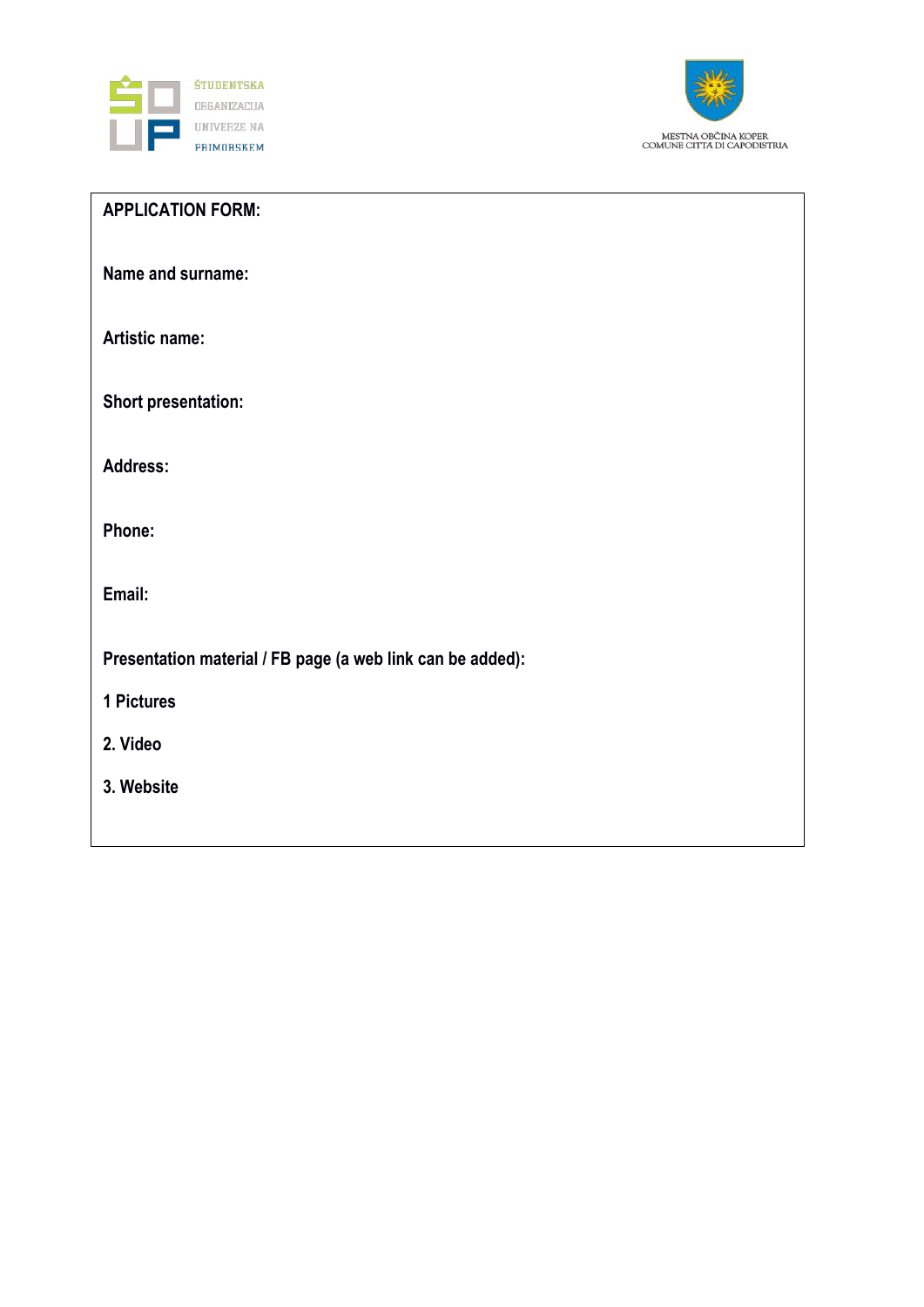ŠTUDENTSKA ORGANIZACIJA UNIVERZE NA PRIMORSKEM

MESTNA OBČINA KOPER
COMUNE CITTÀ DI CAPODISTRIA

**APPLICATION FORM:**

**Name and surname:**

**Artistic name:**

**Short presentation:**

**Address:**

**Phone:**

**Email:**

**Presentation material / FB page (a web link can be added):**

**1 Pictures**

**2. Video**

**3. Website**